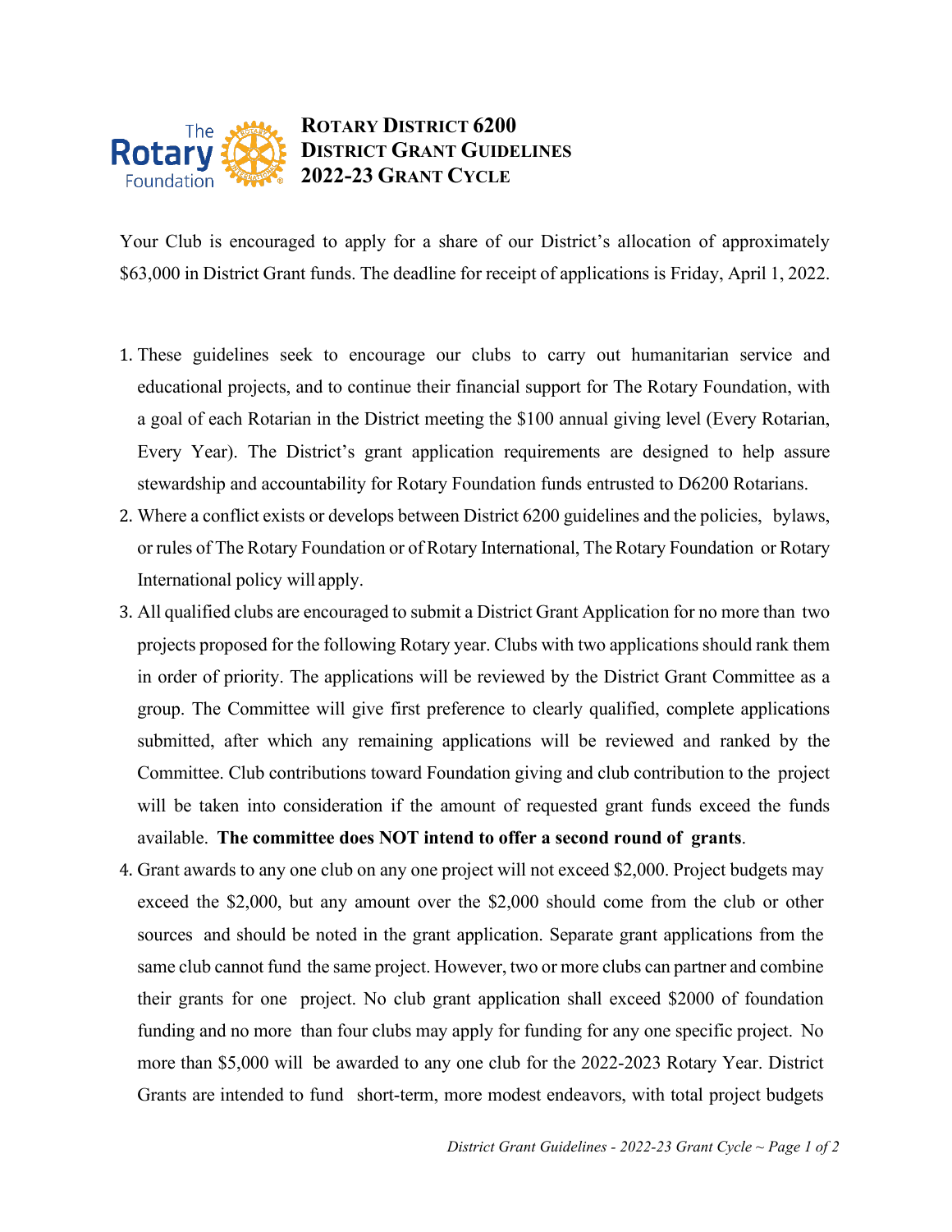# ROTARY DISTRICT 6200
# DISTRICT GRANT GUIDELINES
# 2022-23 GRANT CYCLE

Your Club is encouraged to apply for a share of our District's allocation of approximately $63,000 in District Grant funds. The deadline for receipt of applications is Friday, April 1, 2022.

1. These guidelines seek to encourage our clubs to carry out humanitarian service and educational projects, and to continue their financial support for The Rotary Foundation, with a goal of each Rotarian in the District meeting the $100 annual giving level (Every Rotarian, Every Year). The District's grant application requirements are designed to help assure stewardship and accountability for Rotary Foundation funds entrusted to D6200 Rotarians.
2. Where a conflict exists or develops between District 6200 guidelines and the policies, bylaws, or rules of The Rotary Foundation or of Rotary International, The Rotary Foundation or Rotary International policy will apply.
3. All qualified clubs are encouraged to submit a District Grant Application for no more than two projects proposed for the following Rotary year. Clubs with two applications should rank them in order of priority. The applications will be reviewed by the District Grant Committee as a group. The Committee will give first preference to clearly qualified, complete applications submitted, after which any remaining applications will be reviewed and ranked by the Committee. Club contributions toward Foundation giving and club contribution to the project will be taken into consideration if the amount of requested grant funds exceed the funds available. **The committee does NOT intend to offer a second round of grants**.
4. Grant awards to any one club on any one project will not exceed $2,000. Project budgets may exceed the $2,000, but any amount over the $2,000 should come from the club or other sources and should be noted in the grant application. Separate grant applications from the same club cannot fund the same project. However, two or more clubs can partner and combine their grants for one project. No club grant application shall exceed $2000 of foundation funding and no more than four clubs may apply for funding for any one specific project. No more than $5,000 will be awarded to any one club for the 2022-2023 Rotary Year. District Grants are intended to fund short-term, more modest endeavors, with total project budgets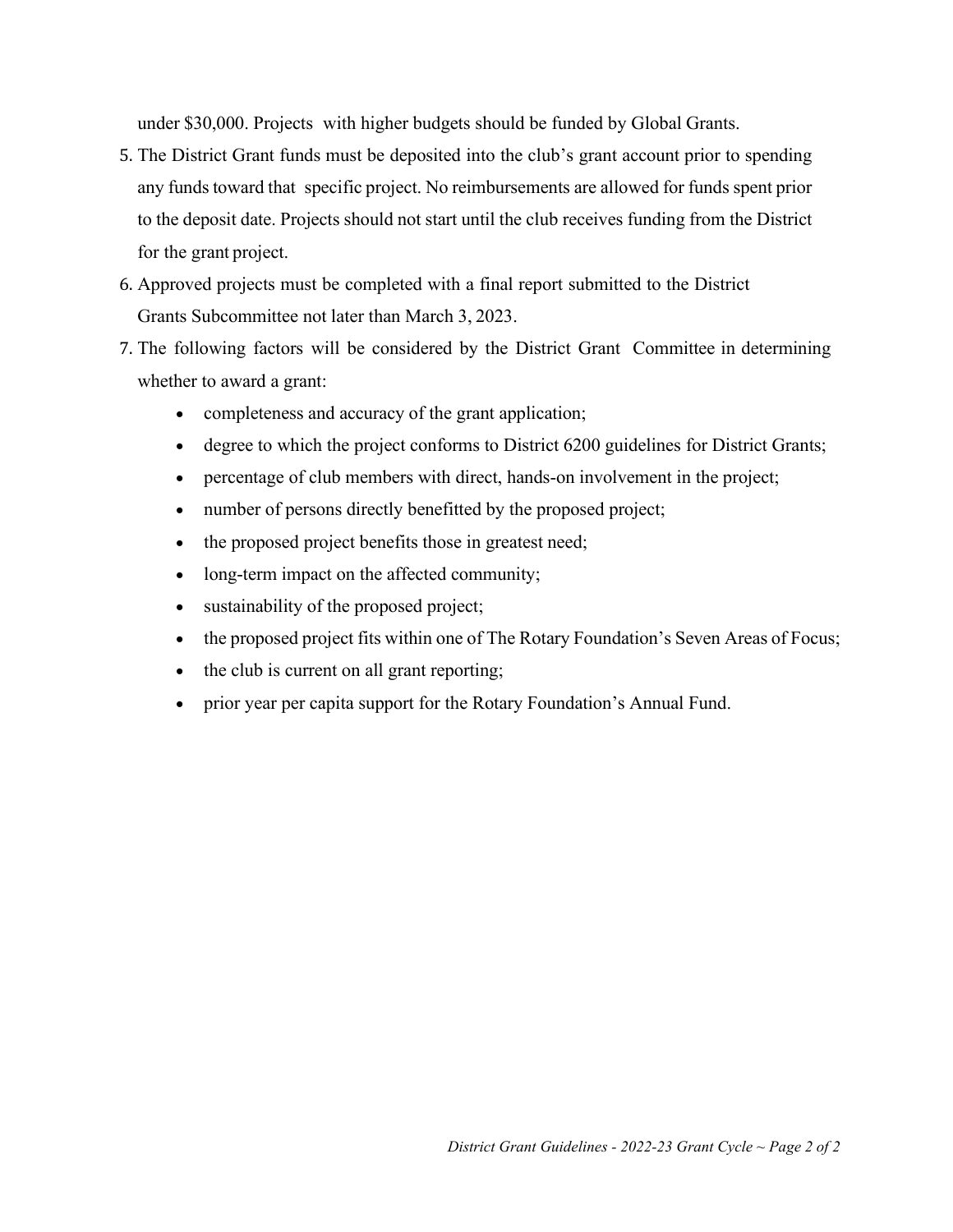under $30,000. Projects with higher budgets should be funded by Global Grants.

5. The District Grant funds must be deposited into the club's grant account prior to spending any funds toward that specific project. No reimbursements are allowed for funds spent prior to the deposit date. Projects should not start until the club receives funding from the District for the grant project.
6. Approved projects must be completed with a final report submitted to the District Grants Subcommittee not later than March 3, 2023.
7. The following factors will be considered by the District Grant Committee in determining whether to award a grant:
   - completeness and accuracy of the grant application;
   - degree to which the project conforms to District 6200 guidelines for District Grants;
   - percentage of club members with direct, hands-on involvement in the project;
   - number of persons directly benefitted by the proposed project;
   - the proposed project benefits those in greatest need;
   - long-term impact on the affected community;
   - sustainability of the proposed project;
   - the proposed project fits within one of The Rotary Foundation's Seven Areas of Focus;
   - the club is current on all grant reporting;
   - prior year per capita support for the Rotary Foundation's Annual Fund.